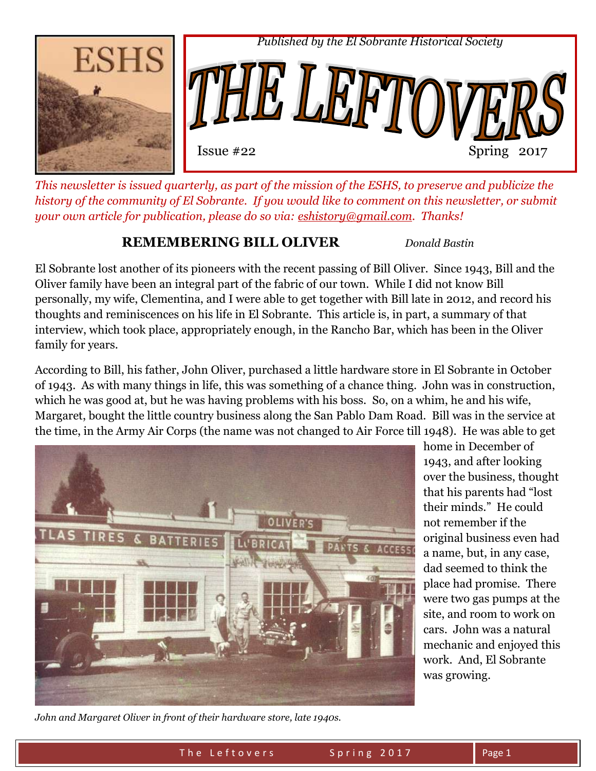ESHS

*Published by the El Sobrante Historical Society*

# THE LEFTOVERS

Issue #22 Spring 2017

*This newsletter is issued quarterly, as part of the mission of the ESHS, to preserve and publicize the history of the community of El Sobrante. If you would like to comment on this newsletter, or submit your own article for publication, please do so via: eshistory@gmail.com. Thanks!*

## REMEMBERING BILL OLIVER

*Donald Bastin*

El Sobrante lost another of its pioneers with the recent passing of Bill Oliver. Since 1943, Bill and the Oliver family have been an integral part of the fabric of our town. While I did not know Bill personally, my wife, Clementina, and I were able to get together with Bill late in 2012, and record his thoughts and reminiscences on his life in El Sobrante. This article is, in part, a summary of that interview, which took place, appropriately enough, in the Rancho Bar, which has been in the Oliver family for years.

According to Bill, his father, John Oliver, purchased a little hardware store in El Sobrante in October of 1943. As with many things in life, this was something of a chance thing. John was in construction, which he was good at, but he was having problems with his boss. So, on a whim, he and his wife, Margaret, bought the little country business along the San Pablo Dam Road. Bill was in the service at the time, in the Army Air Corps (the name was not changed to Air Force till 1948). He was able to get home in December of 1943, and after looking over the business, thought that his parents had "lost their minds." He could not remember if the original business even had a name, but, in any case, dad seemed to think the place had promise. There were two gas pumps at the site, and room to work on cars. John was a natural mechanic and enjoyed this work. And, El Sobrante was growing.

*John and Margaret Oliver in front of their hardware store, late 1940s.*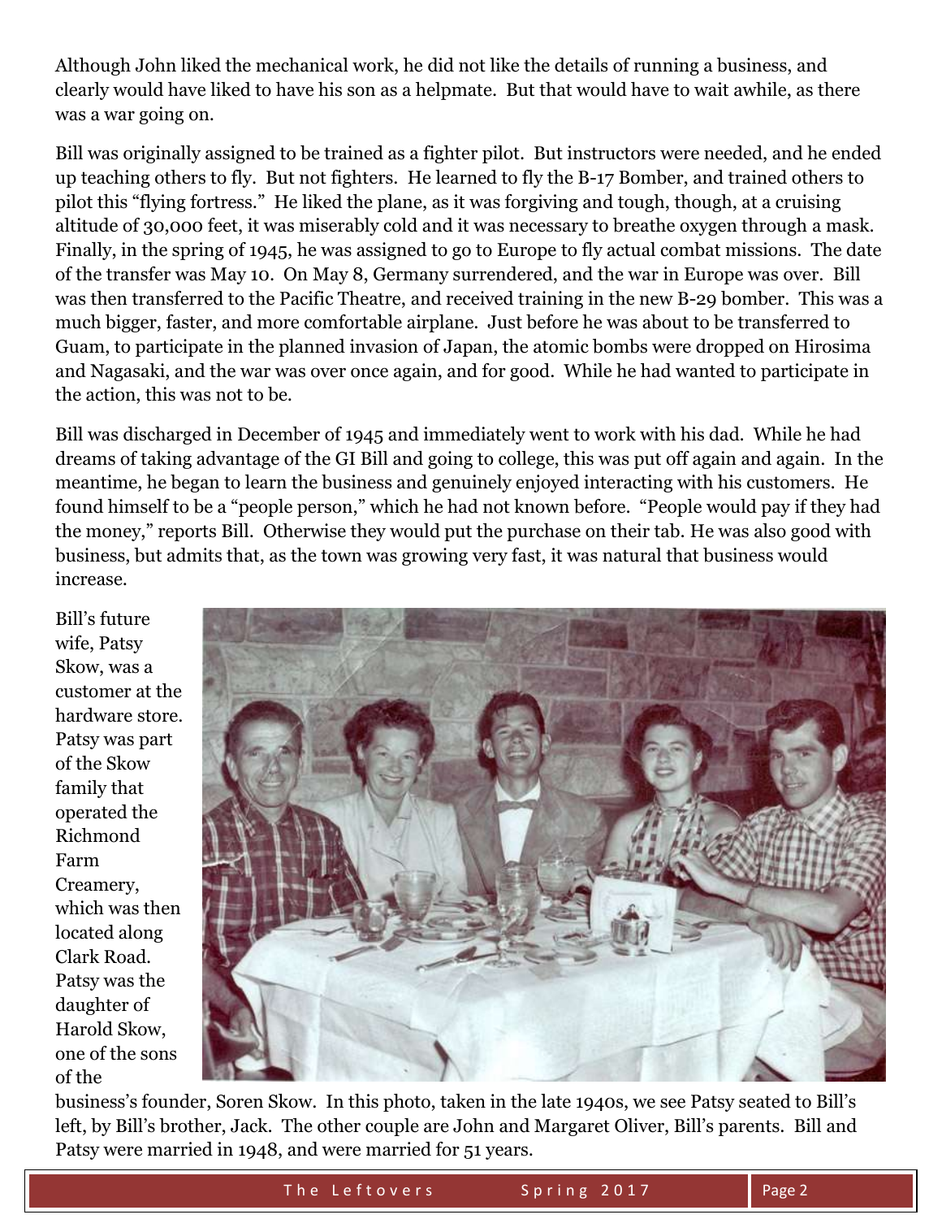Although John liked the mechanical work, he did not like the details of running a business, and clearly would have liked to have his son as a helpmate. But that would have to wait awhile, as there was a war going on.

Bill was originally assigned to be trained as a fighter pilot. But instructors were needed, and he ended up teaching others to fly. But not fighters. He learned to fly the B-17 Bomber, and trained others to pilot this "flying fortress." He liked the plane, as it was forgiving and tough, though, at a cruising altitude of 30,000 feet, it was miserably cold and it was necessary to breathe oxygen through a mask. Finally, in the spring of 1945, he was assigned to go to Europe to fly actual combat missions. The date of the transfer was May 10. On May 8, Germany surrendered, and the war in Europe was over. Bill was then transferred to the Pacific Theatre, and received training in the new B-29 bomber. This was a much bigger, faster, and more comfortable airplane. Just before he was about to be transferred to Guam, to participate in the planned invasion of Japan, the atomic bombs were dropped on Hirosima and Nagasaki, and the war was over once again, and for good. While he had wanted to participate in the action, this was not to be.

Bill was discharged in December of 1945 and immediately went to work with his dad. While he had dreams of taking advantage of the GI Bill and going to college, this was put off again and again. In the meantime, he began to learn the business and genuinely enjoyed interacting with his customers. He found himself to be a "people person," which he had not known before. "People would pay if they had the money," reports Bill. Otherwise they would put the purchase on their tab. He was also good with business, but admits that, as the town was growing very fast, it was natural that business would increase.

Bill's future wife, Patsy Skow, was a customer at the hardware store. Patsy was part of the Skow family that operated the Richmond Farm Creamery, which was then located along Clark Road. Patsy was the daughter of Harold Skow, one of the sons of the business's founder, Soren Skow. In this photo, taken in the late 1940s, we see Patsy seated to Bill's left, by Bill's brother, Jack. The other couple are John and Margaret Oliver, Bill's parents. Bill and Patsy were married in 1948, and were married for 51 years.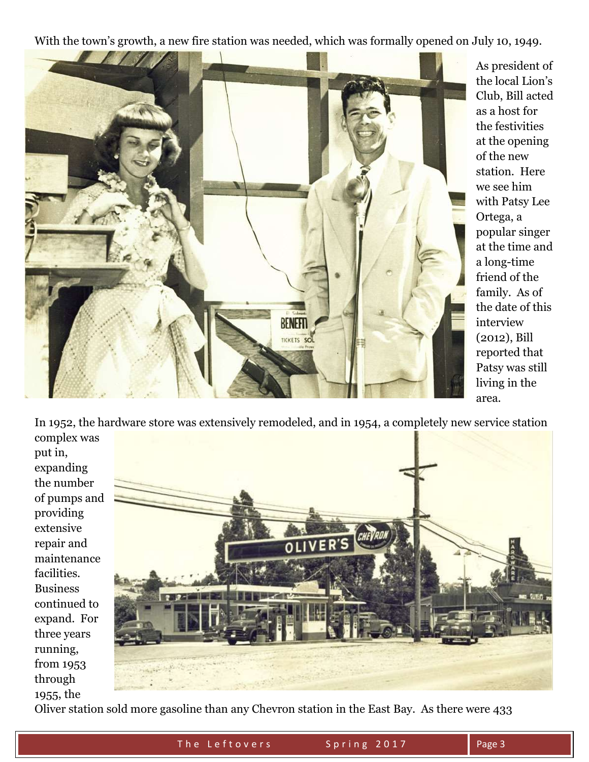With the town's growth, a new fire station was needed, which was formally opened on July 10, 1949.

As president of the local Lion's Club, Bill acted as a host for the festivities at the opening of the new station. Here we see him with Patsy Lee Ortega, a popular singer at the time and a long-time friend of the family. As of the date of this interview (2012), Bill reported that Patsy was still living in the area.

In 1952, the hardware store was extensively remodeled, and in 1954, a completely new service station complex was put in, expanding the number of pumps and providing extensive repair and maintenance facilities. Business continued to expand. For three years running, from 1953 through 1955, the Oliver station sold more gasoline than any Chevron station in the East Bay. As there were 433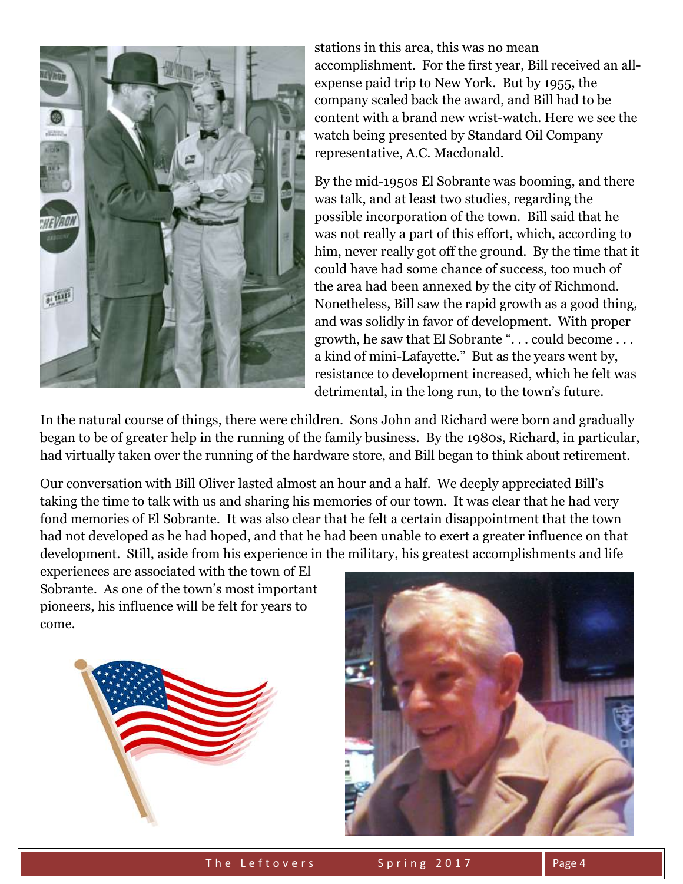stations in this area, this was no mean accomplishment. For the first year, Bill received an all-expense paid trip to New York. But by 1955, the company scaled back the award, and Bill had to be content with a brand new wrist-watch. Here we see the watch being presented by Standard Oil Company representative, A.C. Macdonald.

By the mid-1950s El Sobrante was booming, and there was talk, and at least two studies, regarding the possible incorporation of the town. Bill said that he was not really a part of this effort, which, according to him, never really got off the ground. By the time that it could have had some chance of success, too much of the area had been annexed by the city of Richmond. Nonetheless, Bill saw the rapid growth as a good thing, and was solidly in favor of development. With proper growth, he saw that El Sobrante ". . . could become . . . a kind of mini-Lafayette." But as the years went by, resistance to development increased, which he felt was detrimental, in the long run, to the town's future.

In the natural course of things, there were children. Sons John and Richard were born and gradually began to be of greater help in the running of the family business. By the 1980s, Richard, in particular, had virtually taken over the running of the hardware store, and Bill began to think about retirement.

Our conversation with Bill Oliver lasted almost an hour and a half. We deeply appreciated Bill's taking the time to talk with us and sharing his memories of our town. It was clear that he had very fond memories of El Sobrante. It was also clear that he felt a certain disappointment that the town had not developed as he had hoped, and that he had been unable to exert a greater influence on that development. Still, aside from his experience in the military, his greatest accomplishments and life experiences are associated with the town of El Sobrante. As one of the town's most important pioneers, his influence will be felt for years to come.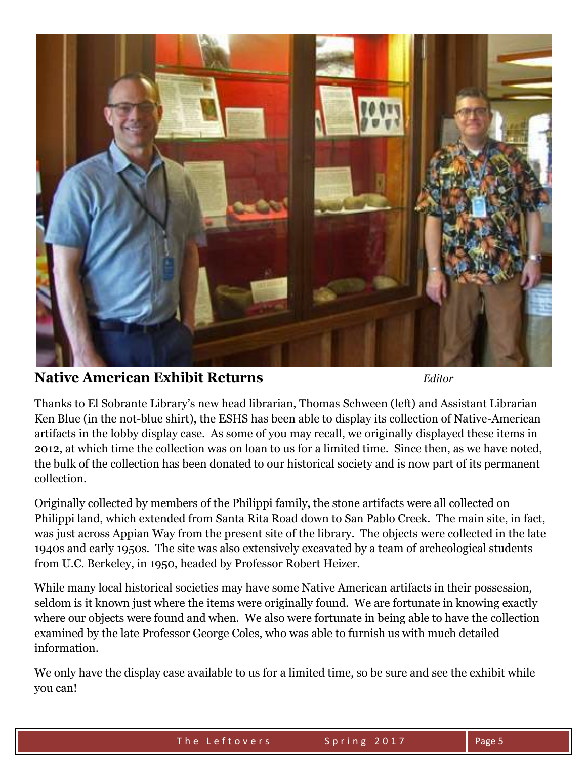## Native American Exhibit Returns

*Editor*

Thanks to El Sobrante Library's new head librarian, Thomas Schween (left) and Assistant Librarian Ken Blue (in the not-blue shirt), the ESHS has been able to display its collection of Native-American artifacts in the lobby display case. As some of you may recall, we originally displayed these items in 2012, at which time the collection was on loan to us for a limited time. Since then, as we have noted, the bulk of the collection has been donated to our historical society and is now part of its permanent collection.

Originally collected by members of the Philippi family, the stone artifacts were all collected on Philippi land, which extended from Santa Rita Road down to San Pablo Creek. The main site, in fact, was just across Appian Way from the present site of the library. The objects were collected in the late 1940s and early 1950s. The site was also extensively excavated by a team of archeological students from U.C. Berkeley, in 1950, headed by Professor Robert Heizer.

While many local historical societies may have some Native American artifacts in their possession, seldom is it known just where the items were originally found. We are fortunate in knowing exactly where our objects were found and when. We also were fortunate in being able to have the collection examined by the late Professor George Coles, who was able to furnish us with much detailed information.

We only have the display case available to us for a limited time, so be sure and see the exhibit while you can!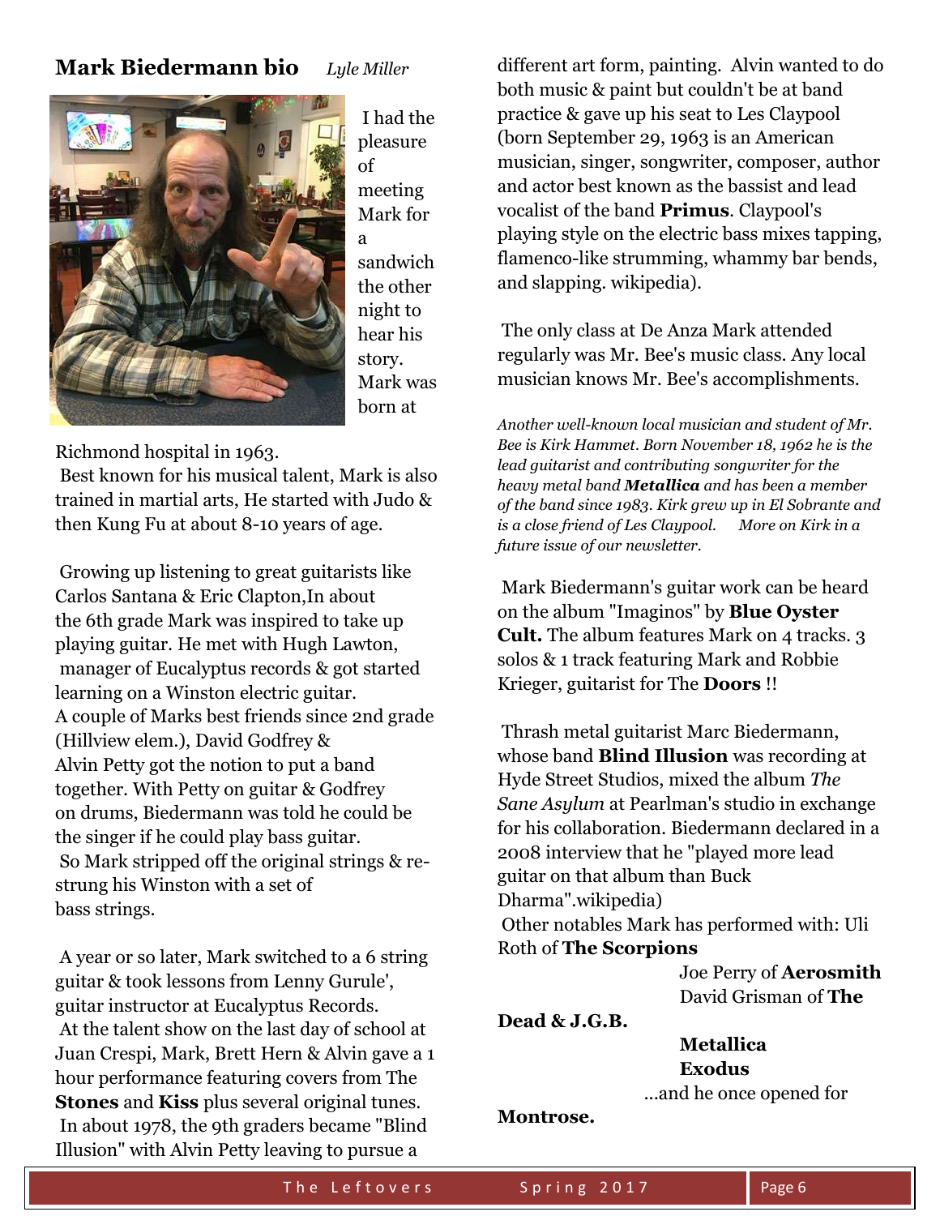## Mark Biedermann bio

*Lyle Miller*

I had the pleasure of meeting Mark for a sandwich the other night to hear his story. Mark was born at Richmond hospital in 1963.

Best known for his musical talent, Mark is also trained in martial arts, He started with Judo & then Kung Fu at about 8-10 years of age.

Growing up listening to great guitarists like Carlos Santana & Eric Clapton,In about the 6th grade Mark was inspired to take up playing guitar. He met with Hugh Lawton, manager of Eucalyptus records & got started learning on a Winston electric guitar.

A couple of Marks best friends since 2nd grade (Hillview elem.), David Godfrey & Alvin Petty got the notion to put a band together. With Petty on guitar & Godfrey on drums, Biedermann was told he could be the singer if he could play bass guitar.

So Mark stripped off the original strings & re-strung his Winston with a set of bass strings.

A year or so later, Mark switched to a 6 string guitar & took lessons from Lenny Gurule', guitar instructor at Eucalyptus Records.

At the talent show on the last day of school at Juan Crespi, Mark, Brett Hern & Alvin gave a 1 hour performance featuring covers from The **Stones** and **Kiss** plus several original tunes.

In about 1978, the 9th graders became "Blind Illusion" with Alvin Petty leaving to pursue a different art form, painting. Alvin wanted to do both music & paint but couldn't be at band practice & gave up his seat to Les Claypool (born September 29, 1963 is an American musician, singer, songwriter, composer, author and actor best known as the bassist and lead vocalist of the band **Primus**. Claypool's playing style on the electric bass mixes tapping, flamenco-like strumming, whammy bar bends, and slapping. wikipedia).

The only class at De Anza Mark attended regularly was Mr. Bee's music class. Any local musician knows Mr. Bee's accomplishments.

*Another well-known local musician and student of Mr. Bee is Kirk Hammet. Born November 18, 1962 he is the lead guitarist and contributing songwriter for the heavy metal band* ***Metallica*** *and has been a member of the band since 1983. Kirk grew up in El Sobrante and is a close friend of Les Claypool. More on Kirk in a future issue of our newsletter.*

Mark Biedermann's guitar work can be heard on the album "Imaginos" by **Blue Oyster Cult.** The album features Mark on 4 tracks. 3 solos & 1 track featuring Mark and Robbie Krieger, guitarist for The **Doors** !!

Thrash metal guitarist Marc Biedermann, whose band **Blind Illusion** was recording at Hyde Street Studios, mixed the album *The Sane Asylum* at Pearlman's studio in exchange for his collaboration. Biedermann declared in a 2008 interview that he "played more lead guitar on that album than Buck Dharma".wikipedia)

Other notables Mark has performed with: Uli Roth of **The Scorpions**

Joe Perry of **Aerosmith**

David Grisman of **The Dead & J.G.B.**

**Metallica**

**Exodus**

...and he once opened for **Montrose.**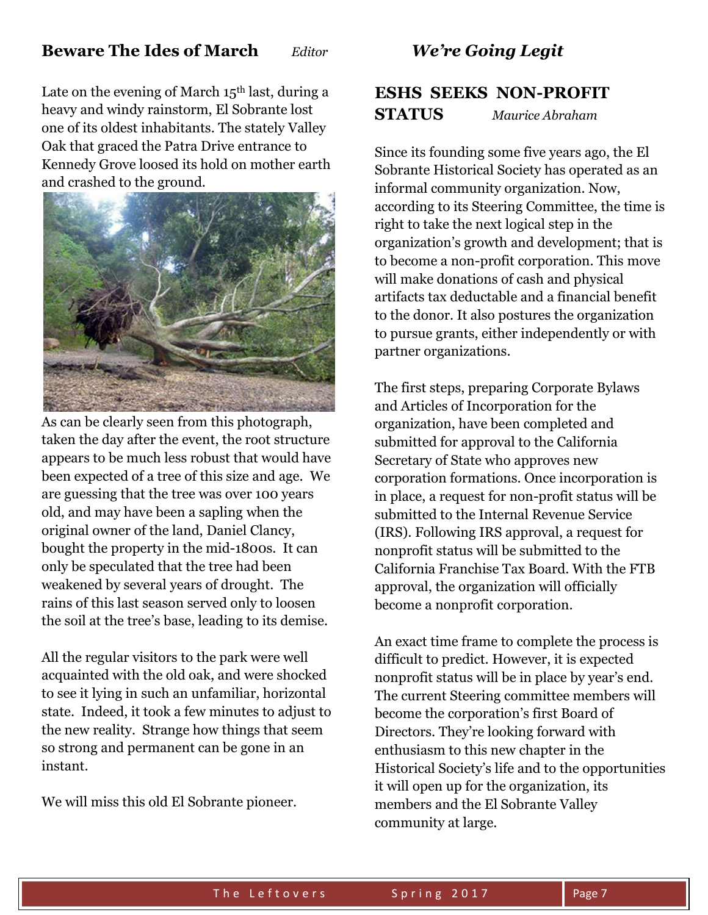## Beware The Ides of March

*Editor*

Late on the evening of March 15th last, during a heavy and windy rainstorm, El Sobrante lost one of its oldest inhabitants. The stately Valley Oak that graced the Patra Drive entrance to Kennedy Grove loosed its hold on mother earth and crashed to the ground.

As can be clearly seen from this photograph, taken the day after the event, the root structure appears to be much less robust that would have been expected of a tree of this size and age. We are guessing that the tree was over 100 years old, and may have been a sapling when the original owner of the land, Daniel Clancy, bought the property in the mid-1800s. It can only be speculated that the tree had been weakened by several years of drought. The rains of this last season served only to loosen the soil at the tree's base, leading to its demise.

All the regular visitors to the park were well acquainted with the old oak, and were shocked to see it lying in such an unfamiliar, horizontal state. Indeed, it took a few minutes to adjust to the new reality. Strange how things that seem so strong and permanent can be gone in an instant.

We will miss this old El Sobrante pioneer.

## *We're Going Legit*

### ESHS SEEKS NON-PROFIT STATUS

*Maurice Abraham*

Since its founding some five years ago, the El Sobrante Historical Society has operated as an informal community organization. Now, according to its Steering Committee, the time is right to take the next logical step in the organization's growth and development; that is to become a non-profit corporation. This move will make donations of cash and physical artifacts tax deductable and a financial benefit to the donor. It also postures the organization to pursue grants, either independently or with partner organizations.

The first steps, preparing Corporate Bylaws and Articles of Incorporation for the organization, have been completed and submitted for approval to the California Secretary of State who approves new corporation formations. Once incorporation is in place, a request for non-profit status will be submitted to the Internal Revenue Service (IRS). Following IRS approval, a request for nonprofit status will be submitted to the California Franchise Tax Board. With the FTB approval, the organization will officially become a nonprofit corporation.

An exact time frame to complete the process is difficult to predict. However, it is expected nonprofit status will be in place by year's end. The current Steering committee members will become the corporation's first Board of Directors. They're looking forward with enthusiasm to this new chapter in the Historical Society's life and to the opportunities it will open up for the organization, its members and the El Sobrante Valley community at large.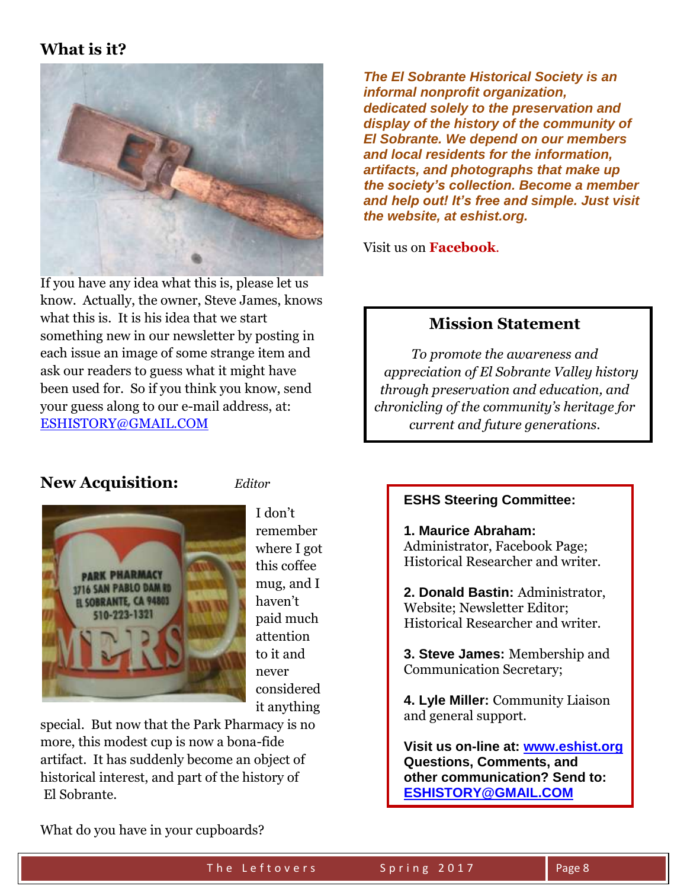## What is it?

If you have any idea what this is, please let us know. Actually, the owner, Steve James, knows what this is. It is his idea that we start something new in our newsletter by posting in each issue an image of some strange item and ask our readers to guess what it might have been used for. So if you think you know, send your guess along to our e-mail address, at: ESHISTORY@GMAIL.COM

## New Acquisition: *Editor*

I don't remember where I got this coffee mug, and I haven't paid much attention to it and never considered it anything special. But now that the Park Pharmacy is no more, this modest cup is now a bona-fide artifact. It has suddenly become an object of historical interest, and part of the history of El Sobrante.

What do you have in your cupboards?

***The El Sobrante Historical Society is an informal nonprofit organization, dedicated solely to the preservation and display of the history of the community of El Sobrante. We depend on our members and local residents for the information, artifacts, and photographs that make up the society's collection. Become a member and help out! It's free and simple. Just visit the website, at eshist.org.***

Visit us on **Facebook**.

### Mission Statement

*To promote the awareness and appreciation of El Sobrante Valley history through preservation and education, and chronicling of the community's heritage for current and future generations.*

**ESHS Steering Committee:**

**1. Maurice Abraham:** Administrator, Facebook Page; Historical Researcher and writer.

**2. Donald Bastin:** Administrator, Website; Newsletter Editor; Historical Researcher and writer.

**3. Steve James:** Membership and Communication Secretary;

**4. Lyle Miller:** Community Liaison and general support.

**Visit us on-line at: www.eshist.org**
**Questions, Comments, and other communication? Send to: ESHISTORY@GMAIL.COM**